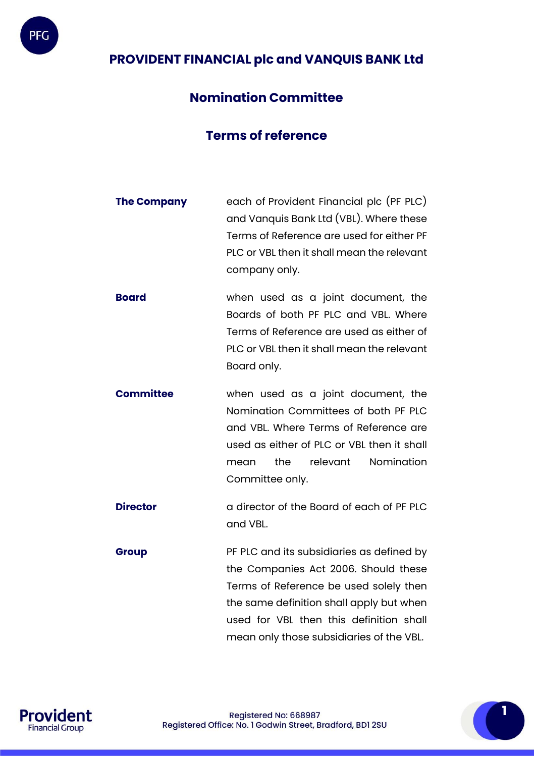# PROVIDENT FINANCIAL plc and VANQUIS BANK Ltd

## Nomination Committee

## Terms of reference

**The Company** each of Provident Financial plc (PF PLC) and Vanquis Bank Ltd (VBL). Where these Terms of Reference are used for either PF PLC or VBL then it shall mean the relevant company only.

**Board** when used as a joint document, the Boards of both PF PLC and VBL. Where Terms of Reference are used as either of PLC or VBL then it shall mean the relevant Board only.

**Committee** when used as a joint document, the Nomination Committees of both PF PLC and VBL. Where Terms of Reference are used as either of PLC or VBL then it shall mean the relevant Nomination Committee only.

**Director** a director of the Board of each of PF PLC and VBL.

**Group** PF PLC and its subsidiaries as defined by the Companies Act 2006. Should these Terms of Reference be used solely then the same definition shall apply but when used for VBL then this definition shall mean only those subsidiaries of the VBL.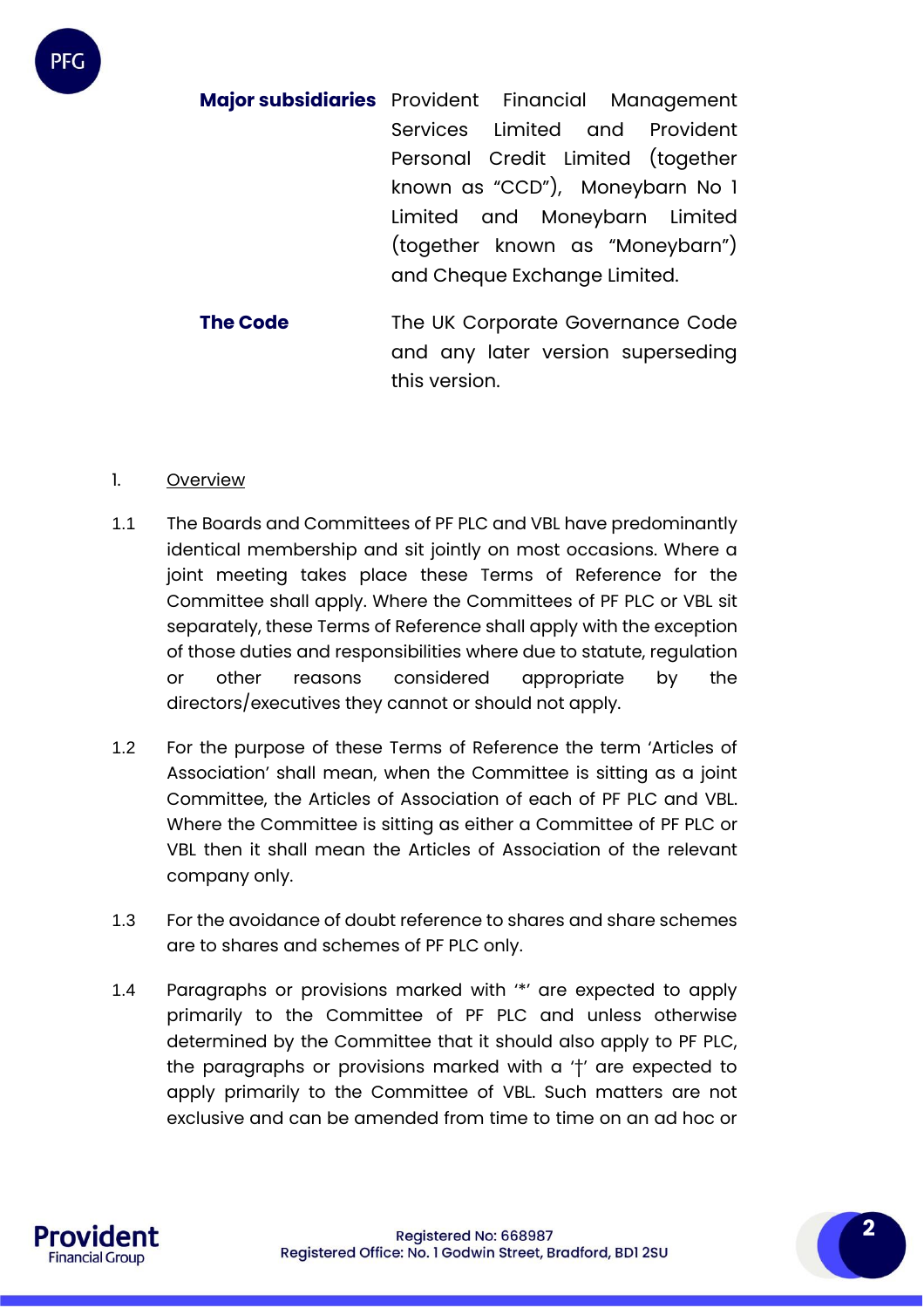| | |
|---|---|
| **Major subsidiaries** | Provident Financial Management Services Limited and Provident Personal Credit Limited (together known as “CCD”), Moneybarn No 1 Limited and Moneybarn Limited (together known as “Moneybarn”) and Cheque Exchange Limited. |
| **The Code** | The UK Corporate Governance Code and any later version superseding this version. |

1. Overview

1.1 The Boards and Committees of PF PLC and VBL have predominantly identical membership and sit jointly on most occasions. Where a joint meeting takes place these Terms of Reference for the Committee shall apply. Where the Committees of PF PLC or VBL sit separately, these Terms of Reference shall apply with the exception of those duties and responsibilities where due to statute, regulation or other reasons considered appropriate by the directors/executives they cannot or should not apply.

1.2 For the purpose of these Terms of Reference the term ‘Articles of Association’ shall mean, when the Committee is sitting as a joint Committee, the Articles of Association of each of PF PLC and VBL. Where the Committee is sitting as either a Committee of PF PLC or VBL then it shall mean the Articles of Association of the relevant company only.

1.3 For the avoidance of doubt reference to shares and share schemes are to shares and schemes of PF PLC only.

1.4 Paragraphs or provisions marked with ‘*’ are expected to apply primarily to the Committee of PF PLC and unless otherwise determined by the Committee that it should also apply to PF PLC, the paragraphs or provisions marked with a ‘†’ are expected to apply primarily to the Committee of VBL. Such matters are not exclusive and can be amended from time to time on an ad hoc or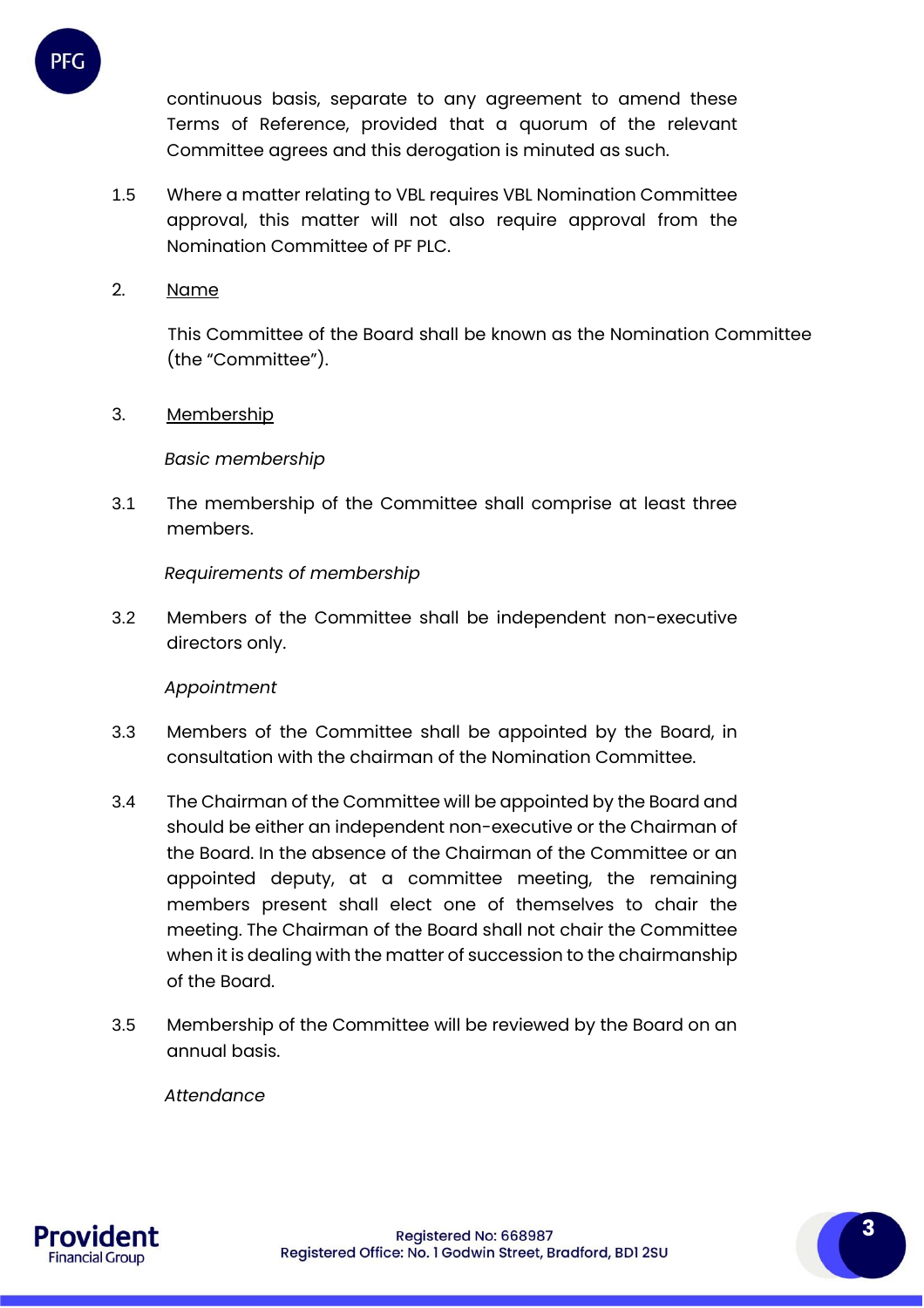continuous basis, separate to any agreement to amend these Terms of Reference, provided that a quorum of the relevant Committee agrees and this derogation is minuted as such.

1.5 Where a matter relating to VBL requires VBL Nomination Committee approval, this matter will not also require approval from the Nomination Committee of PF PLC.

2. <u>Name</u>

This Committee of the Board shall be known as the Nomination Committee (the "Committee").

3. <u>Membership</u>

*Basic membership*

3.1 The membership of the Committee shall comprise at least three members.

*Requirements of membership*

3.2 Members of the Committee shall be independent non-executive directors only.

*Appointment*

3.3 Members of the Committee shall be appointed by the Board, in consultation with the chairman of the Nomination Committee.

3.4 The Chairman of the Committee will be appointed by the Board and should be either an independent non-executive or the Chairman of the Board. In the absence of the Chairman of the Committee or an appointed deputy, at a committee meeting, the remaining members present shall elect one of themselves to chair the meeting. The Chairman of the Board shall not chair the Committee when it is dealing with the matter of succession to the chairmanship of the Board.

3.5 Membership of the Committee will be reviewed by the Board on an annual basis.

*Attendance*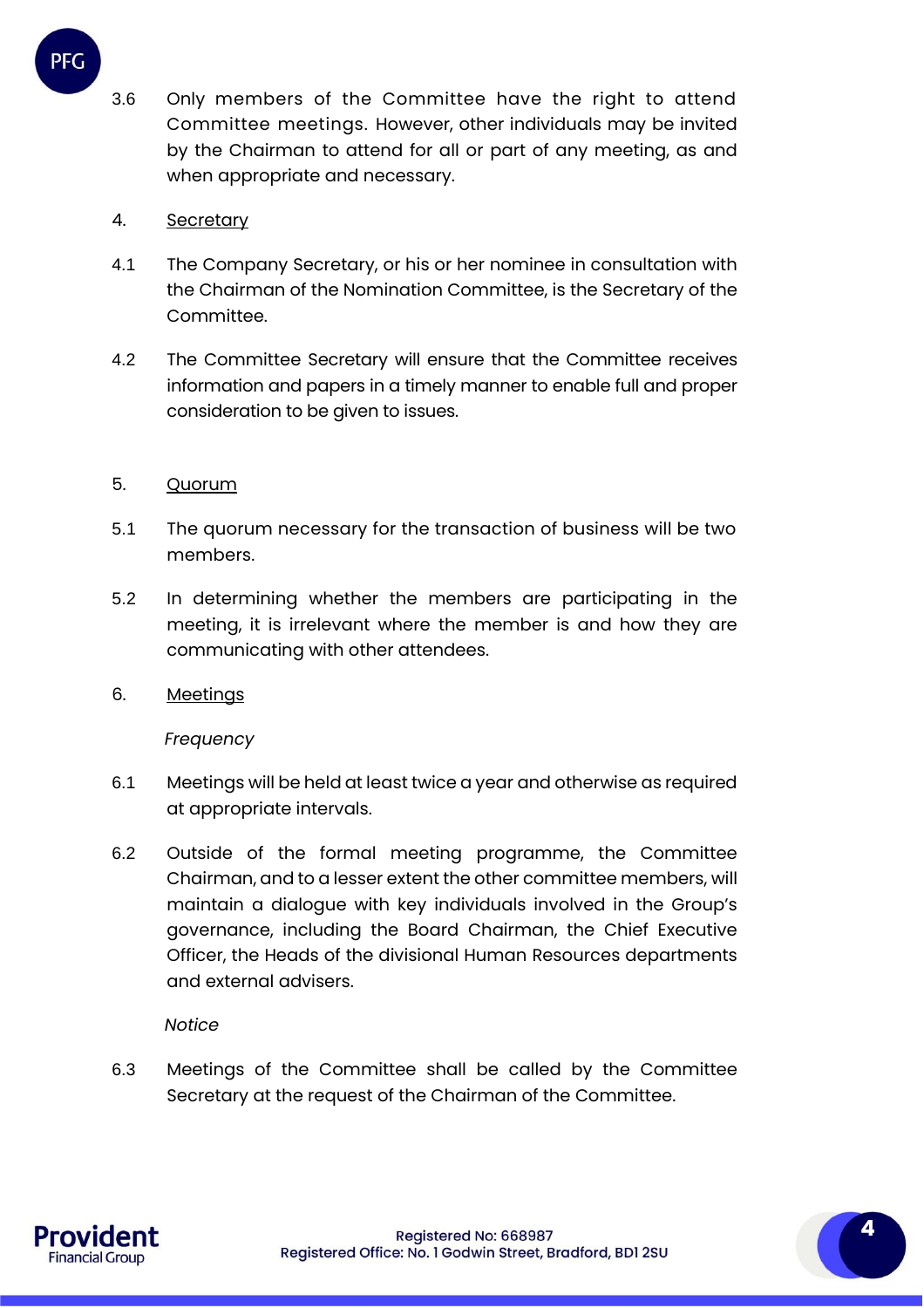3.6 Only members of the Committee have the right to attend Committee meetings. However, other individuals may be invited by the Chairman to attend for all or part of any meeting, as and when appropriate and necessary.

4. <u>Secretary</u>

4.1 The Company Secretary, or his or her nominee in consultation with the Chairman of the Nomination Committee, is the Secretary of the Committee.

4.2 The Committee Secretary will ensure that the Committee receives information and papers in a timely manner to enable full and proper consideration to be given to issues.

5. <u>Quorum</u>

5.1 The quorum necessary for the transaction of business will be two members.

5.2 In determining whether the members are participating in the meeting, it is irrelevant where the member is and how they are communicating with other attendees.

6. <u>Meetings</u>

*Frequency*

6.1 Meetings will be held at least twice a year and otherwise as required at appropriate intervals.

6.2 Outside of the formal meeting programme, the Committee Chairman, and to a lesser extent the other committee members, will maintain a dialogue with key individuals involved in the Group's governance, including the Board Chairman, the Chief Executive Officer, the Heads of the divisional Human Resources departments and external advisers.

*Notice*

6.3 Meetings of the Committee shall be called by the Committee Secretary at the request of the Chairman of the Committee.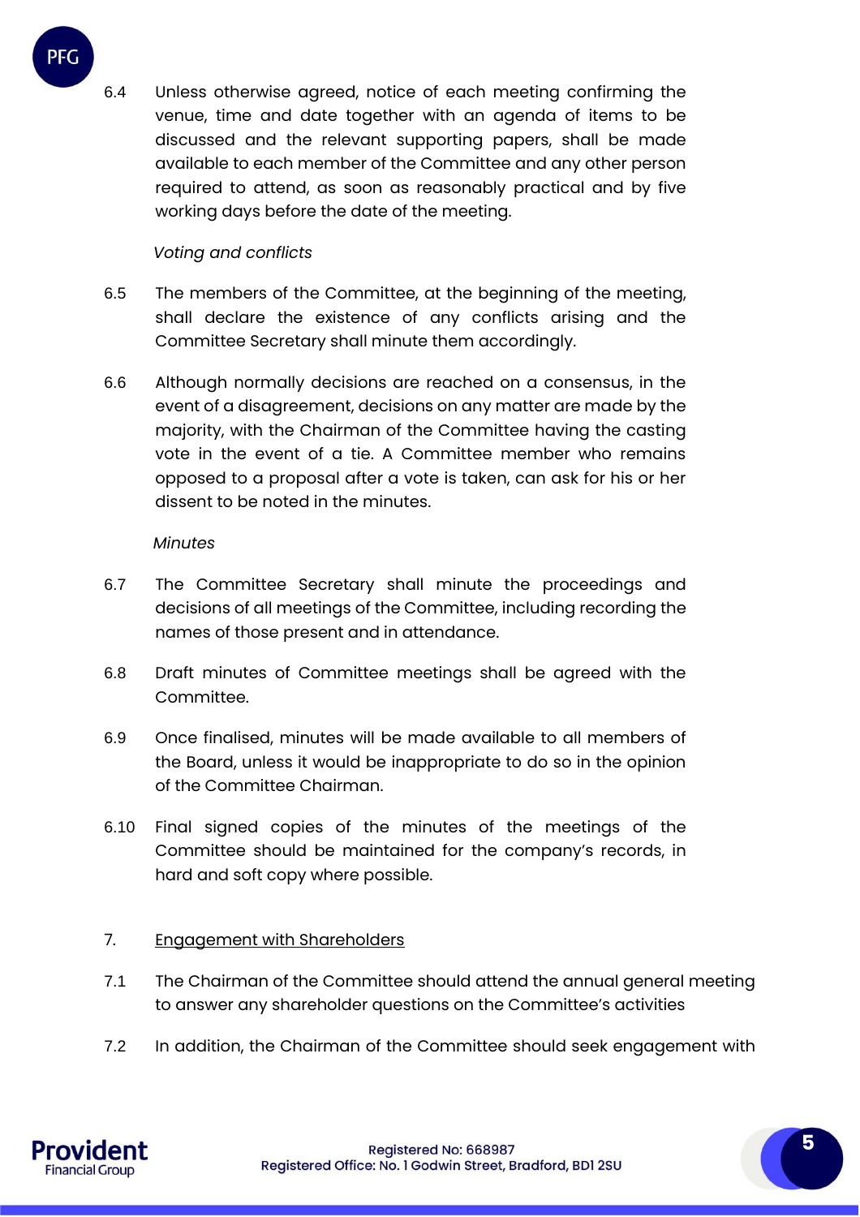6.4 Unless otherwise agreed, notice of each meeting confirming the venue, time and date together with an agenda of items to be discussed and the relevant supporting papers, shall be made available to each member of the Committee and any other person required to attend, as soon as reasonably practical and by five working days before the date of the meeting.

*Voting and conflicts*

6.5 The members of the Committee, at the beginning of the meeting, shall declare the existence of any conflicts arising and the Committee Secretary shall minute them accordingly.

6.6 Although normally decisions are reached on a consensus, in the event of a disagreement, decisions on any matter are made by the majority, with the Chairman of the Committee having the casting vote in the event of a tie. A Committee member who remains opposed to a proposal after a vote is taken, can ask for his or her dissent to be noted in the minutes.

*Minutes*

6.7 The Committee Secretary shall minute the proceedings and decisions of all meetings of the Committee, including recording the names of those present and in attendance.

6.8 Draft minutes of Committee meetings shall be agreed with the Committee.

6.9 Once finalised, minutes will be made available to all members of the Board, unless it would be inappropriate to do so in the opinion of the Committee Chairman.

6.10 Final signed copies of the minutes of the meetings of the Committee should be maintained for the company's records, in hard and soft copy where possible.

## 7. Engagement with Shareholders

7.1 The Chairman of the Committee should attend the annual general meeting to answer any shareholder questions on the Committee's activities

7.2 In addition, the Chairman of the Committee should seek engagement with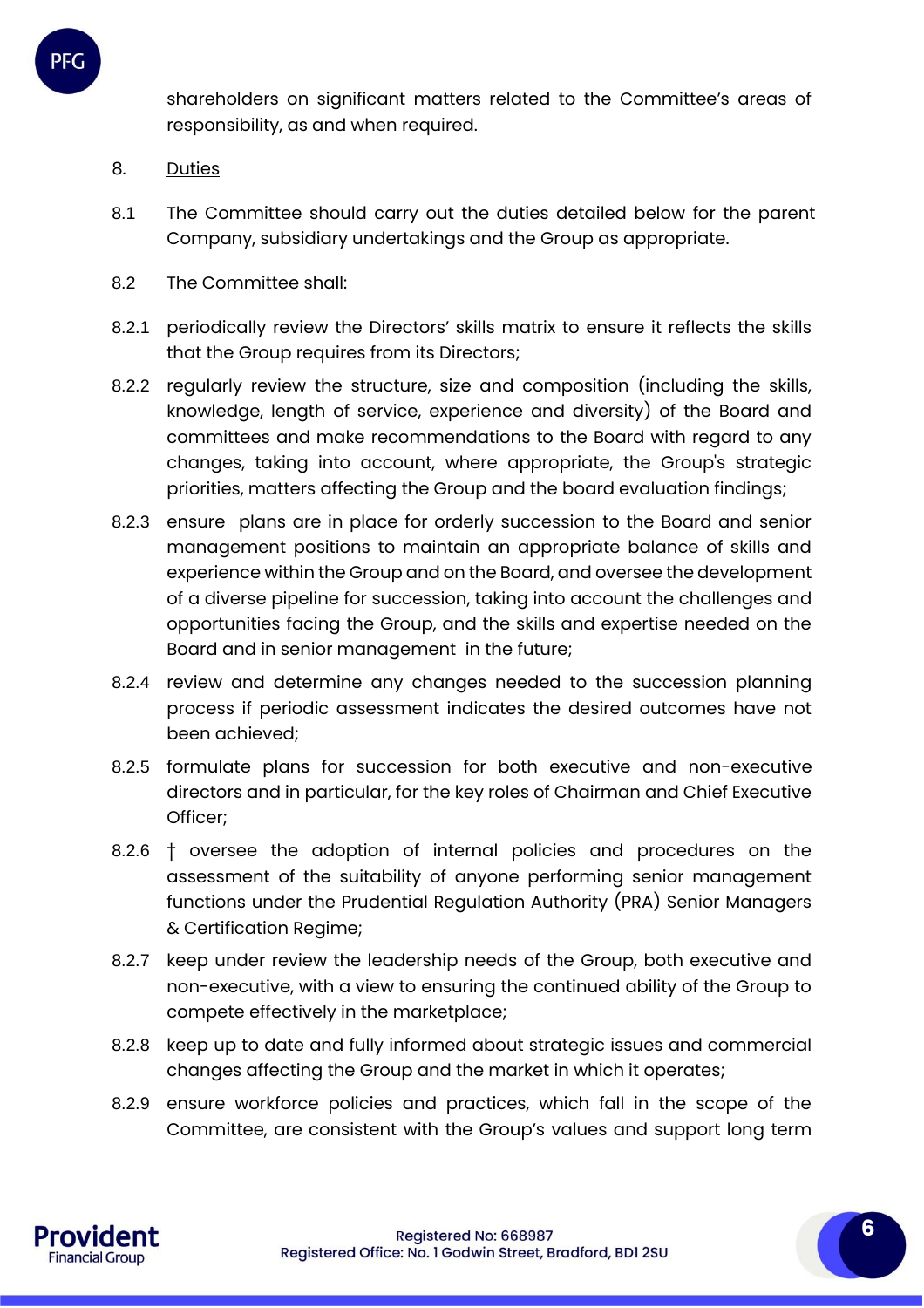shareholders on significant matters related to the Committee's areas of responsibility, as and when required.

8. Duties

8.1 The Committee should carry out the duties detailed below for the parent Company, subsidiary undertakings and the Group as appropriate.

8.2 The Committee shall:

8.2.1 periodically review the Directors' skills matrix to ensure it reflects the skills that the Group requires from its Directors;

8.2.2 regularly review the structure, size and composition (including the skills, knowledge, length of service, experience and diversity) of the Board and committees and make recommendations to the Board with regard to any changes, taking into account, where appropriate, the Group's strategic priorities, matters affecting the Group and the board evaluation findings;

8.2.3 ensure plans are in place for orderly succession to the Board and senior management positions to maintain an appropriate balance of skills and experience within the Group and on the Board, and oversee the development of a diverse pipeline for succession, taking into account the challenges and opportunities facing the Group, and the skills and expertise needed on the Board and in senior management in the future;

8.2.4 review and determine any changes needed to the succession planning process if periodic assessment indicates the desired outcomes have not been achieved;

8.2.5 formulate plans for succession for both executive and non-executive directors and in particular, for the key roles of Chairman and Chief Executive Officer;

8.2.6 † oversee the adoption of internal policies and procedures on the assessment of the suitability of anyone performing senior management functions under the Prudential Regulation Authority (PRA) Senior Managers & Certification Regime;

8.2.7 keep under review the leadership needs of the Group, both executive and non-executive, with a view to ensuring the continued ability of the Group to compete effectively in the marketplace;

8.2.8 keep up to date and fully informed about strategic issues and commercial changes affecting the Group and the market in which it operates;

8.2.9 ensure workforce policies and practices, which fall in the scope of the Committee, are consistent with the Group's values and support long term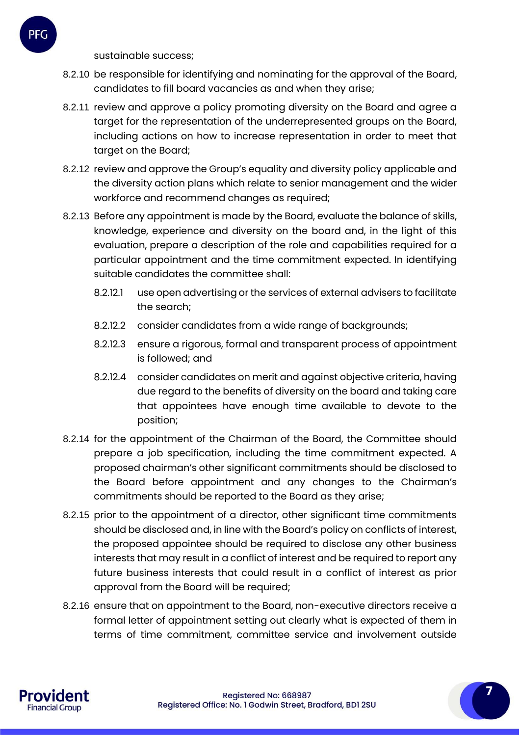sustainable success;

8.2.10 be responsible for identifying and nominating for the approval of the Board, candidates to fill board vacancies as and when they arise;

8.2.11 review and approve a policy promoting diversity on the Board and agree a target for the representation of the underrepresented groups on the Board, including actions on how to increase representation in order to meet that target on the Board;

8.2.12 review and approve the Group's equality and diversity policy applicable and the diversity action plans which relate to senior management and the wider workforce and recommend changes as required;

8.2.13 Before any appointment is made by the Board, evaluate the balance of skills, knowledge, experience and diversity on the board and, in the light of this evaluation, prepare a description of the role and capabilities required for a particular appointment and the time commitment expected. In identifying suitable candidates the committee shall:

- 8.2.12.1 use open advertising or the services of external advisers to facilitate the search;
- 8.2.12.2 consider candidates from a wide range of backgrounds;
- 8.2.12.3 ensure a rigorous, formal and transparent process of appointment is followed; and
- 8.2.12.4 consider candidates on merit and against objective criteria, having due regard to the benefits of diversity on the board and taking care that appointees have enough time available to devote to the position;

8.2.14 for the appointment of the Chairman of the Board, the Committee should prepare a job specification, including the time commitment expected. A proposed chairman's other significant commitments should be disclosed to the Board before appointment and any changes to the Chairman's commitments should be reported to the Board as they arise;

8.2.15 prior to the appointment of a director, other significant time commitments should be disclosed and, in line with the Board's policy on conflicts of interest, the proposed appointee should be required to disclose any other business interests that may result in a conflict of interest and be required to report any future business interests that could result in a conflict of interest as prior approval from the Board will be required;

8.2.16 ensure that on appointment to the Board, non-executive directors receive a formal letter of appointment setting out clearly what is expected of them in terms of time commitment, committee service and involvement outside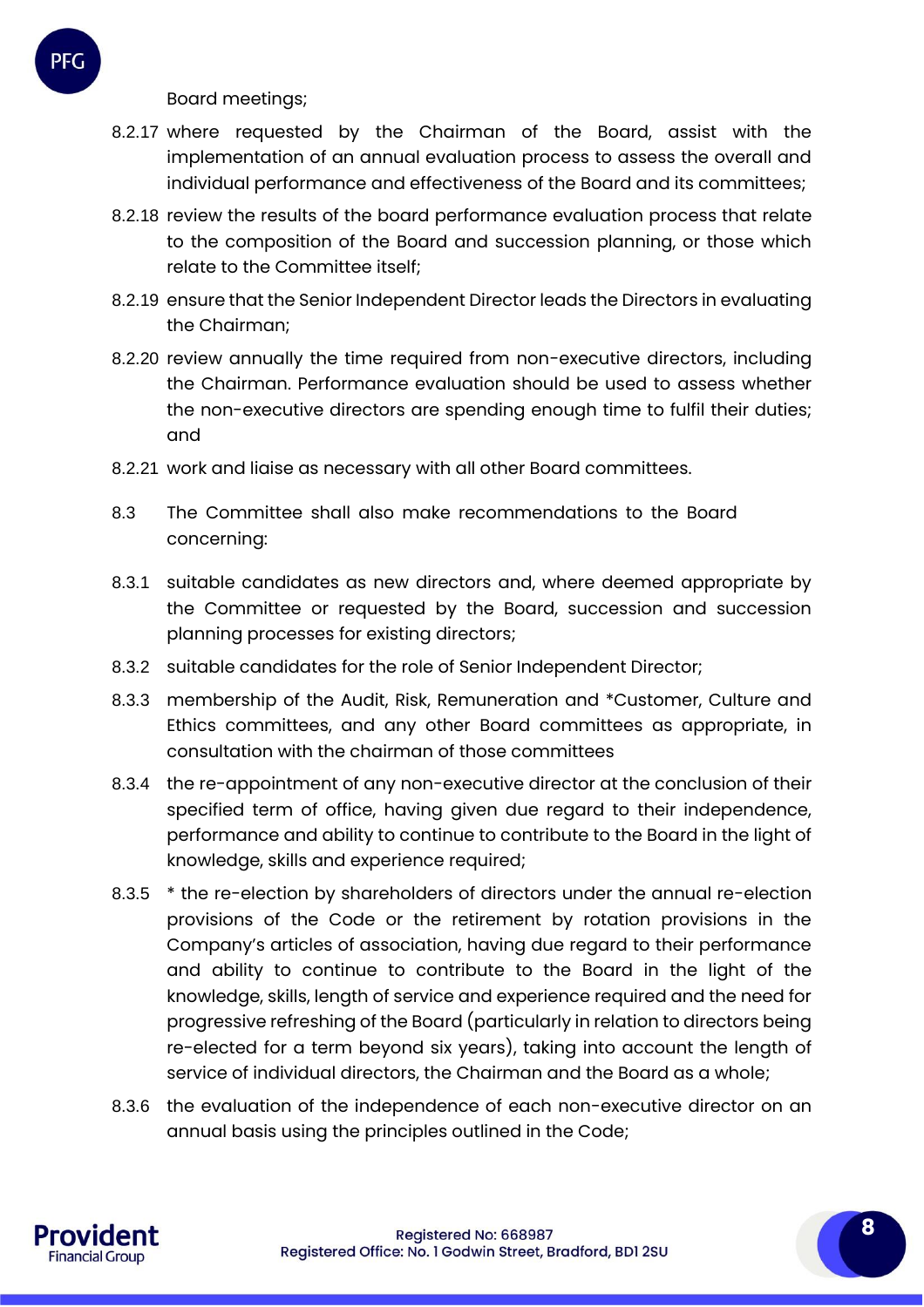Board meetings;

8.2.17 where requested by the Chairman of the Board, assist with the implementation of an annual evaluation process to assess the overall and individual performance and effectiveness of the Board and its committees;

8.2.18 review the results of the board performance evaluation process that relate to the composition of the Board and succession planning, or those which relate to the Committee itself;

8.2.19 ensure that the Senior Independent Director leads the Directors in evaluating the Chairman;

8.2.20 review annually the time required from non-executive directors, including the Chairman. Performance evaluation should be used to assess whether the non-executive directors are spending enough time to fulfil their duties; and

8.2.21 work and liaise as necessary with all other Board committees.

8.3 The Committee shall also make recommendations to the Board concerning:

8.3.1 suitable candidates as new directors and, where deemed appropriate by the Committee or requested by the Board, succession and succession planning processes for existing directors;

8.3.2 suitable candidates for the role of Senior Independent Director;

8.3.3 membership of the Audit, Risk, Remuneration and *Customer, Culture and Ethics committees, and any other Board committees as appropriate, in consultation with the chairman of those committees

8.3.4 the re-appointment of any non-executive director at the conclusion of their specified term of office, having given due regard to their independence, performance and ability to continue to contribute to the Board in the light of knowledge, skills and experience required;

8.3.5 * the re-election by shareholders of directors under the annual re-election provisions of the Code or the retirement by rotation provisions in the Company's articles of association, having due regard to their performance and ability to continue to contribute to the Board in the light of the knowledge, skills, length of service and experience required and the need for progressive refreshing of the Board (particularly in relation to directors being re-elected for a term beyond six years), taking into account the length of service of individual directors, the Chairman and the Board as a whole;

8.3.6 the evaluation of the independence of each non-executive director on an annual basis using the principles outlined in the Code;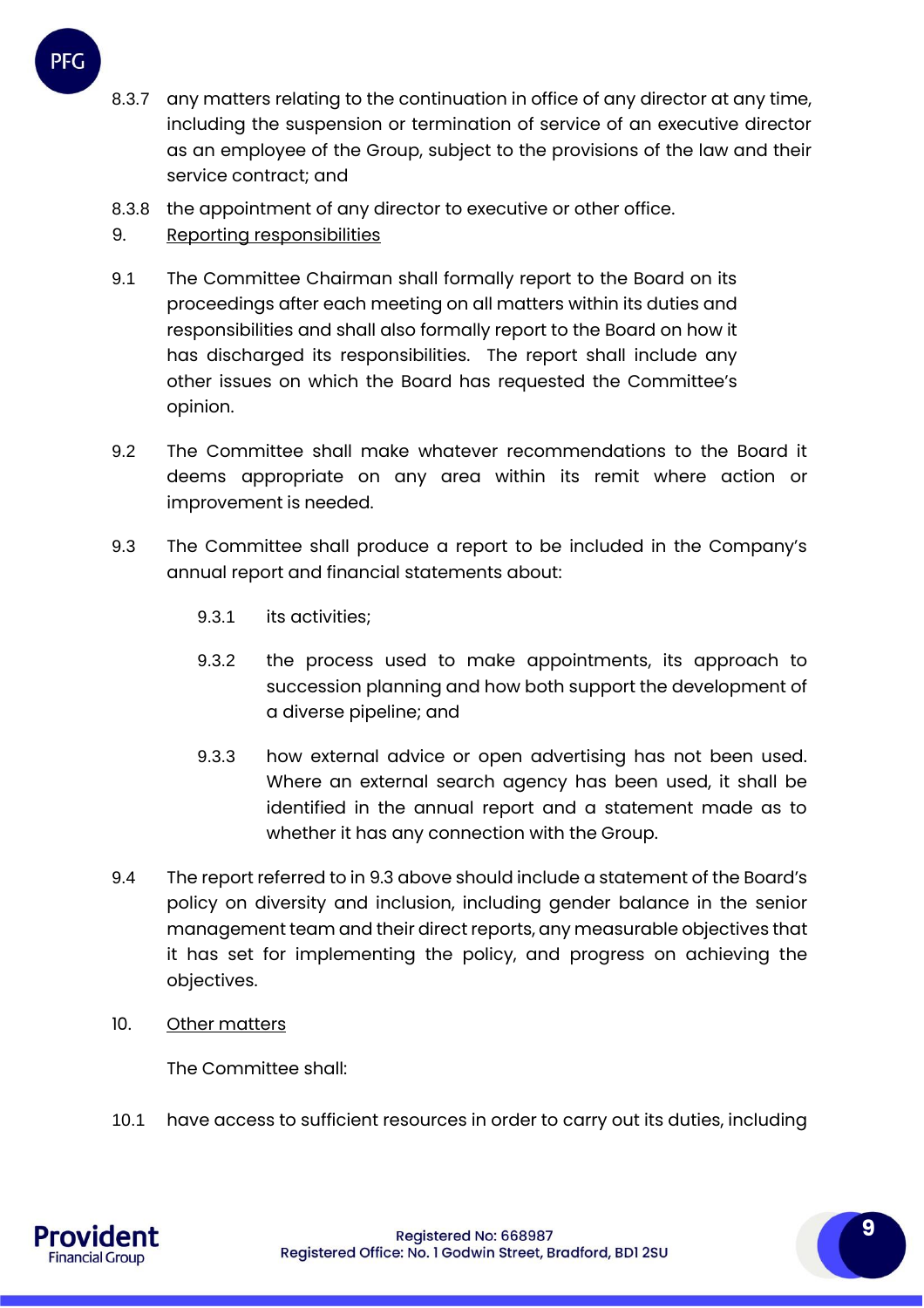8.3.7 any matters relating to the continuation in office of any director at any time, including the suspension or termination of service of an executive director as an employee of the Group, subject to the provisions of the law and their service contract; and

8.3.8 the appointment of any director to executive or other office.

9. Reporting responsibilities

9.1 The Committee Chairman shall formally report to the Board on its proceedings after each meeting on all matters within its duties and responsibilities and shall also formally report to the Board on how it has discharged its responsibilities. The report shall include any other issues on which the Board has requested the Committee's opinion.

9.2 The Committee shall make whatever recommendations to the Board it deems appropriate on any area within its remit where action or improvement is needed.

9.3 The Committee shall produce a report to be included in the Company's annual report and financial statements about:

9.3.1 its activities;

9.3.2 the process used to make appointments, its approach to succession planning and how both support the development of a diverse pipeline; and

9.3.3 how external advice or open advertising has not been used. Where an external search agency has been used, it shall be identified in the annual report and a statement made as to whether it has any connection with the Group.

9.4 The report referred to in 9.3 above should include a statement of the Board's policy on diversity and inclusion, including gender balance in the senior management team and their direct reports, any measurable objectives that it has set for implementing the policy, and progress on achieving the objectives.

10. Other matters

The Committee shall:

10.1 have access to sufficient resources in order to carry out its duties, including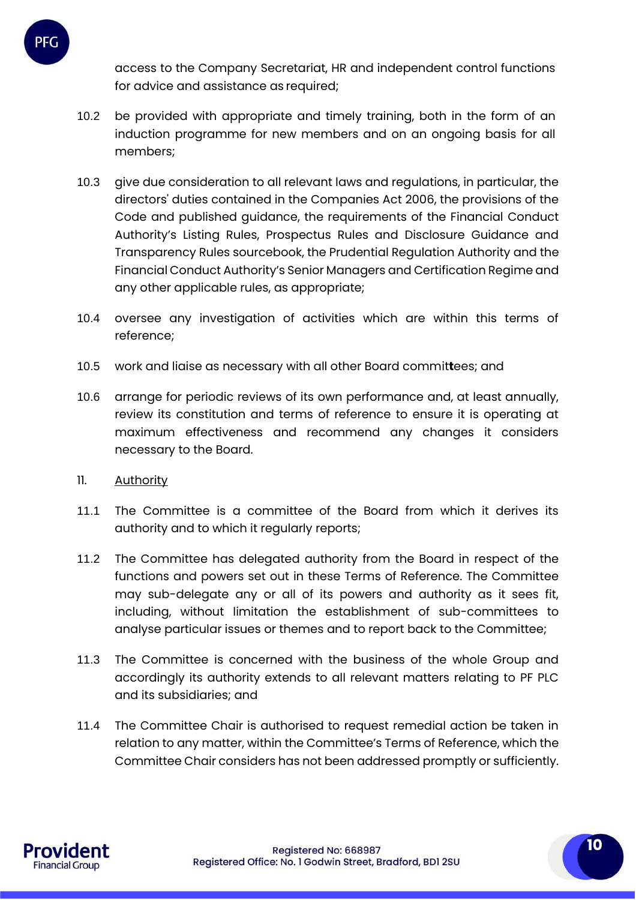access to the Company Secretariat, HR and independent control functions for advice and assistance as required;

10.2 be provided with appropriate and timely training, both in the form of an induction programme for new members and on an ongoing basis for all members;

10.3 give due consideration to all relevant laws and regulations, in particular, the directors' duties contained in the Companies Act 2006, the provisions of the Code and published guidance, the requirements of the Financial Conduct Authority's Listing Rules, Prospectus Rules and Disclosure Guidance and Transparency Rules sourcebook, the Prudential Regulation Authority and the Financial Conduct Authority's Senior Managers and Certification Regime and any other applicable rules, as appropriate;

10.4 oversee any investigation of activities which are within this terms of reference;

10.5 work and liaise as necessary with all other Board committees; and

10.6 arrange for periodic reviews of its own performance and, at least annually, review its constitution and terms of reference to ensure it is operating at maximum effectiveness and recommend any changes it considers necessary to the Board.

11. Authority

11.1 The Committee is a committee of the Board from which it derives its authority and to which it regularly reports;

11.2 The Committee has delegated authority from the Board in respect of the functions and powers set out in these Terms of Reference. The Committee may sub-delegate any or all of its powers and authority as it sees fit, including, without limitation the establishment of sub-committees to analyse particular issues or themes and to report back to the Committee;

11.3 The Committee is concerned with the business of the whole Group and accordingly its authority extends to all relevant matters relating to PF PLC and its subsidiaries; and

11.4 The Committee Chair is authorised to request remedial action be taken in relation to any matter, within the Committee's Terms of Reference, which the Committee Chair considers has not been addressed promptly or sufficiently.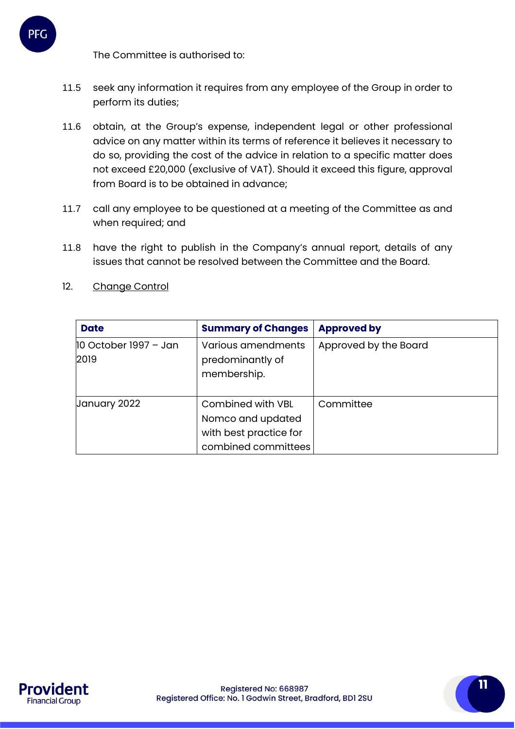The Committee is authorised to:

11.5 seek any information it requires from any employee of the Group in order to perform its duties;

11.6 obtain, at the Group's expense, independent legal or other professional advice on any matter within its terms of reference it believes it necessary to do so, providing the cost of the advice in relation to a specific matter does not exceed £20,000 (exclusive of VAT). Should it exceed this figure, approval from Board is to be obtained in advance;

11.7 call any employee to be questioned at a meeting of the Committee as and when required; and

11.8 have the right to publish in the Company's annual report, details of any issues that cannot be resolved between the Committee and the Board.

12. Change Control

| Date | Summary of Changes | Approved by |
| --- | --- | --- |
| 10 October 1997 – Jan 2019 | Various amendments predominantly of membership. | Approved by the Board |
| January 2022 | Combined with VBL Nomco and updated with best practice for combined committees | Committee |